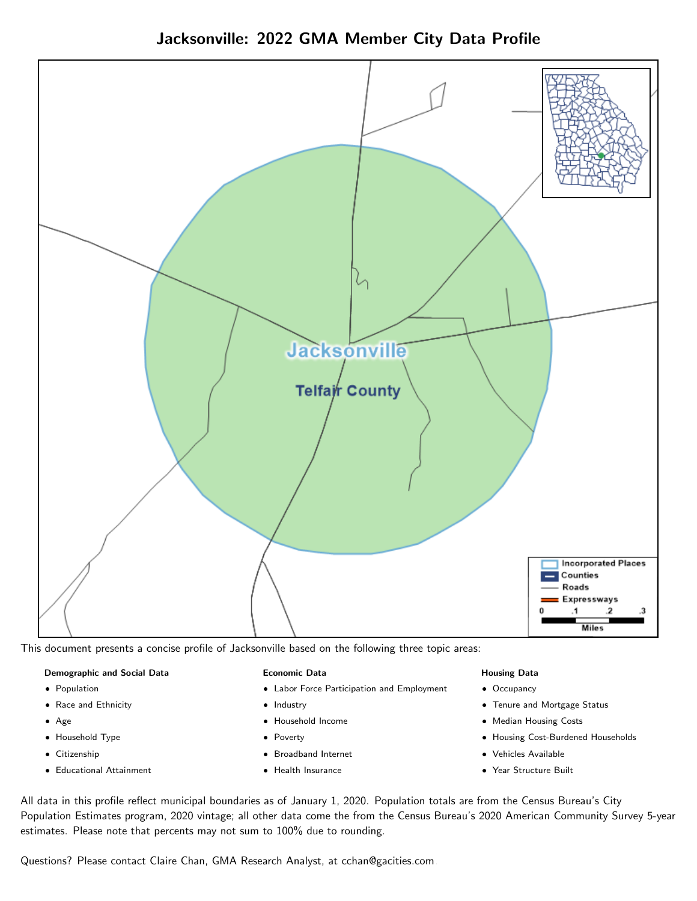# Jacksonville: 2022 GMA Member City Data Profile

Jacksonville

Telfair County

Incorporated Places
Counties
Roads
Expressways
0 .1 .2 .3
Miles

This document presents a concise profile of Jacksonville based on the following three topic areas:

**Demographic and Social Data**

- Population
- Race and Ethnicity
- Age
- Household Type
- Citizenship
- Educational Attainment

**Economic Data**

- Labor Force Participation and Employment
- Industry
- Household Income
- Poverty
- Broadband Internet
- Health Insurance

**Housing Data**

- Occupancy
- Tenure and Mortgage Status
- Median Housing Costs
- Housing Cost-Burdened Households
- Vehicles Available
- Year Structure Built

All data in this profile reflect municipal boundaries as of January 1, 2020. Population totals are from the Census Bureau's City Population Estimates program, 2020 vintage; all other data come the from the Census Bureau's 2020 American Community Survey 5-year estimates. Please note that percents may not sum to 100% due to rounding.

Questions? Please contact Claire Chan, GMA Research Analyst, at cchan@gacities.com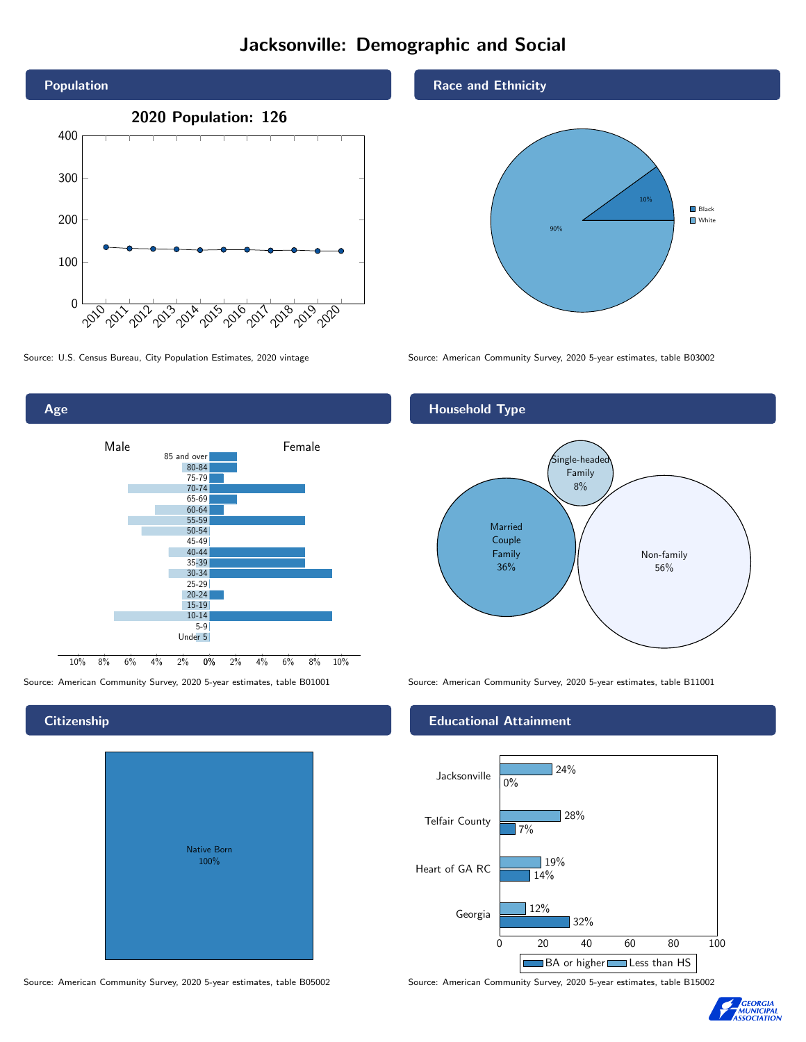# Jacksonville: Demographic and Social

## Population

2020 Population: 126

Source: U.S. Census Bureau, City Population Estimates, 2020 vintage

## Race and Ethnicity

| Race | Percent |
|---|---|
| Black | 10% |
| White | 90% |

Source: American Community Survey, 2020 5-year estimates, table B03002

## Age

Source: American Community Survey, 2020 5-year estimates, table B01001

## Household Type

| Household Type | Percent |
|---|---|
| Married Couple Family | 36% |
| Single-headed Family | 8% |
| Non-family | 56% |

Source: American Community Survey, 2020 5-year estimates, table B11001

## Citizenship

Native Born 100%

Source: American Community Survey, 2020 5-year estimates, table B05002

## Educational Attainment

| | Less than HS | BA or higher |
|---|---|---|
| Jacksonville | 24% | 0% |
| Telfair County | 28% | 7% |
| Heart of GA RC | 19% | 14% |
| Georgia | 12% | 32% |

Source: American Community Survey, 2020 5-year estimates, table B15002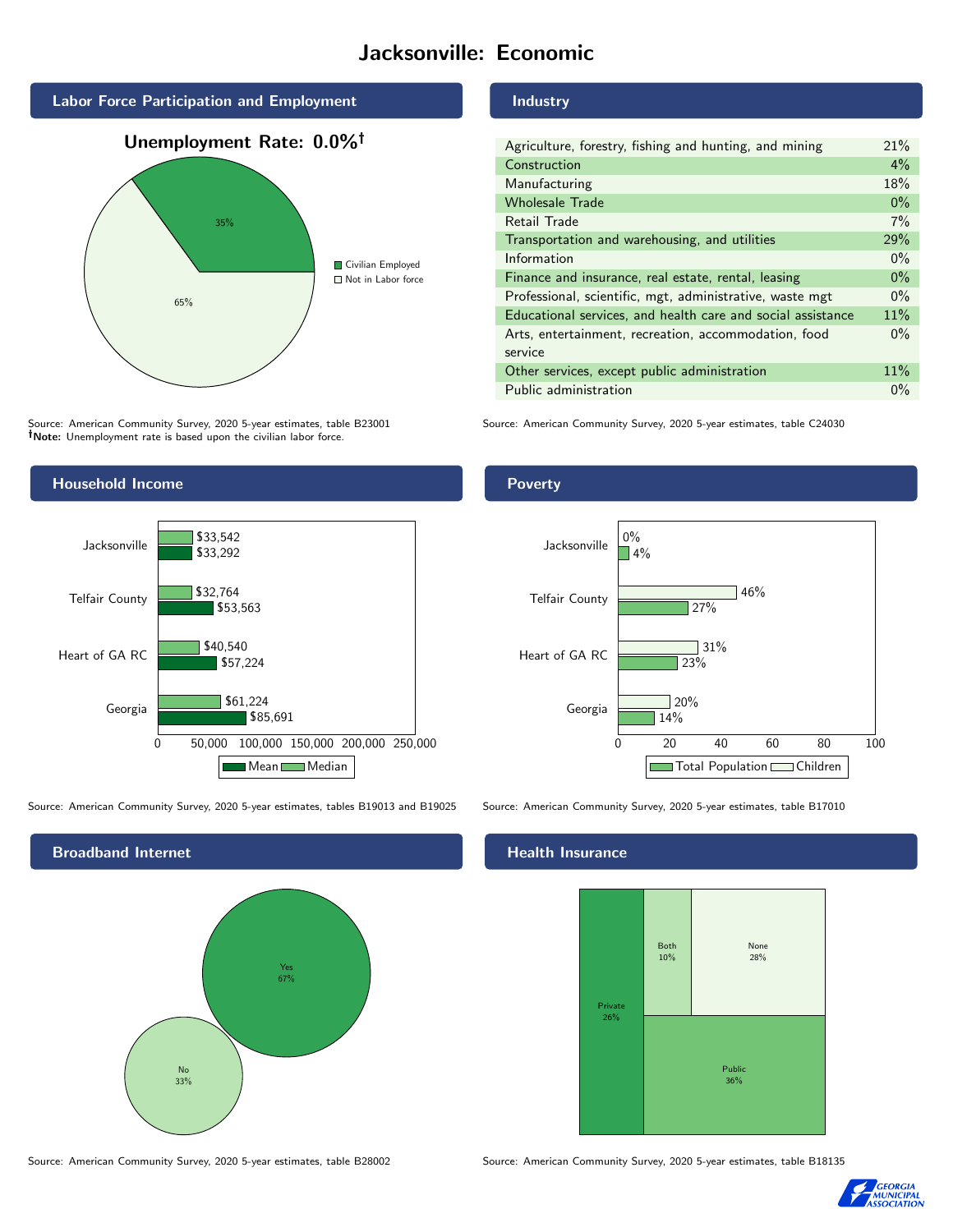# Jacksonville: Economic

## Labor Force Participation and Employment

**Unemployment Rate: 0.0%†**

35%
65%
Civilian Employed
Not in Labor force

Source: American Community Survey, 2020 5-year estimates, table B23001
**†Note:** Unemployment rate is based upon the civilian labor force.

## Industry

| | |
|---|---|
| Agriculture, forestry, fishing and hunting, and mining | 21% |
| Construction | 4% |
| Manufacturing | 18% |
| Wholesale Trade | 0% |
| Retail Trade | 7% |
| Transportation and warehousing, and utilities | 29% |
| Information | 0% |
| Finance and insurance, real estate, rental, leasing | 0% |
| Professional, scientific, mgt, administrative, waste mgt | 0% |
| Educational services, and health care and social assistance | 11% |
| Arts, entertainment, recreation, accommodation, food service | 0% |
| Other services, except public administration | 11% |
| Public administration | 0% |

Source: American Community Survey, 2020 5-year estimates, table C24030

## Household Income

Jacksonville $33,542 $33,292
Telfair County $32,764 $53,563
Heart of GA RC $40,540 $57,224
Georgia $61,224 $85,691
0 50,000 100,000 150,000 200,000 250,000
Mean Median

Source: American Community Survey, 2020 5-year estimates, tables B19013 and B19025

## Poverty

Jacksonville 0% 4%
Telfair County 46% 27%
Heart of GA RC 31% 23%
Georgia 20% 14%
0 20 40 60 80 100
Total Population Children

Source: American Community Survey, 2020 5-year estimates, table B17010

## Broadband Internet

Yes 67%
No 33%

Source: American Community Survey, 2020 5-year estimates, table B28002

## Health Insurance

Private 26%
Both 10%
None 28%
Public 36%

Source: American Community Survey, 2020 5-year estimates, table B18135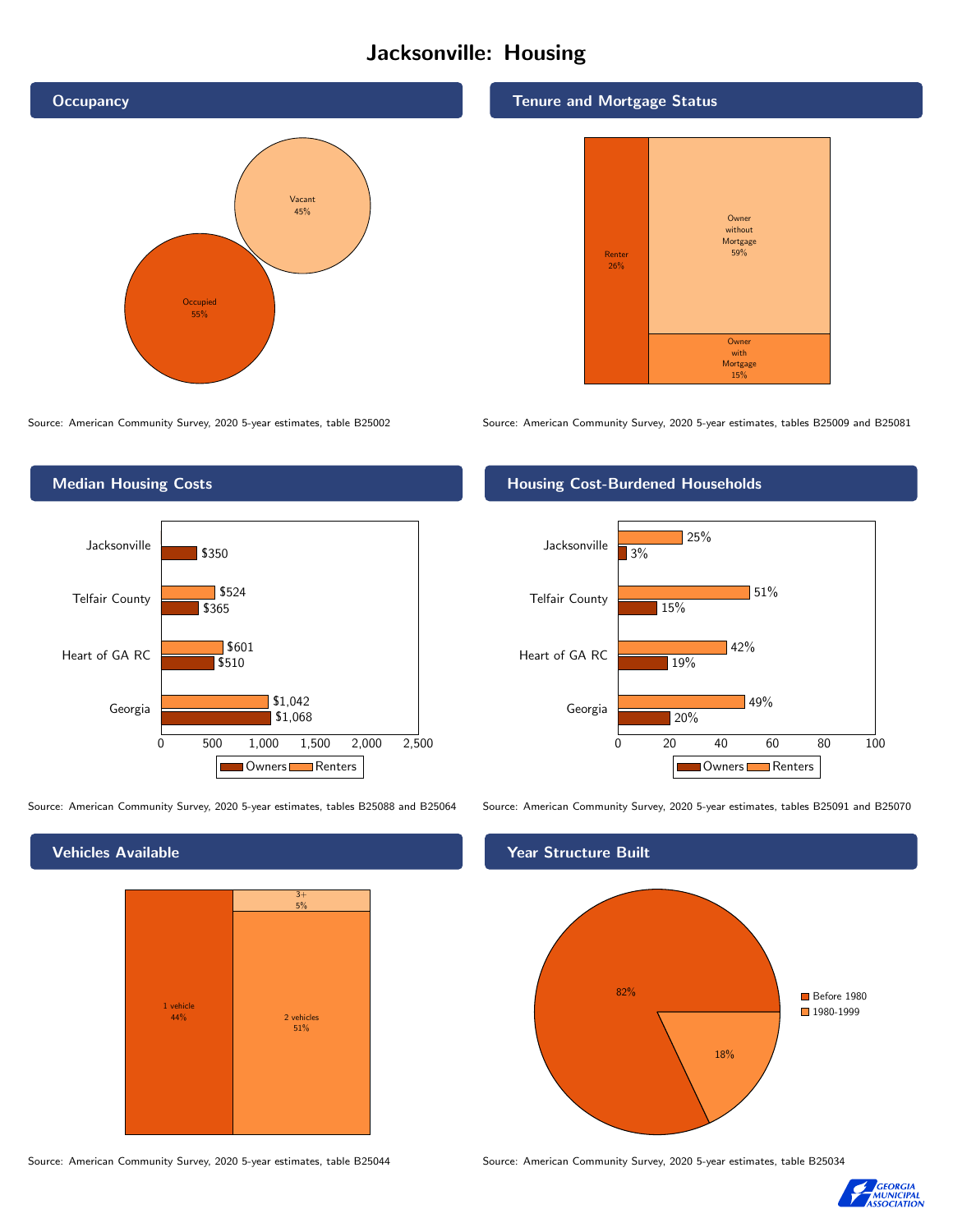# Jacksonville: Housing

## Occupancy

Vacant
45%

Occupied
55%

Source: American Community Survey, 2020 5-year estimates, table B25002

## Tenure and Mortgage Status

Renter
26%

Owner
without
Mortgage
59%

Owner
with
Mortgage
15%

Source: American Community Survey, 2020 5-year estimates, tables B25009 and B25081

## Median Housing Costs

Jacksonville
$350

Telfair County
$524
$365

Heart of GA RC
$601
$510

Georgia
$1,042
$1,068

0 500 1,000 1,500 2,000 2,500

Owners Renters

Source: American Community Survey, 2020 5-year estimates, tables B25088 and B25064

## Housing Cost-Burdened Households

Jacksonville
25%
3%

Telfair County
51%
15%

Heart of GA RC
42%
19%

Georgia
49%
20%

0 20 40 60 80 100

Owners Renters

Source: American Community Survey, 2020 5-year estimates, tables B25091 and B25070

## Vehicles Available

1 vehicle
44%

2 vehicles
51%

3+
5%

Source: American Community Survey, 2020 5-year estimates, table B25044

## Year Structure Built

82%

18%

Before 1980
1980-1999

Source: American Community Survey, 2020 5-year estimates, table B25034